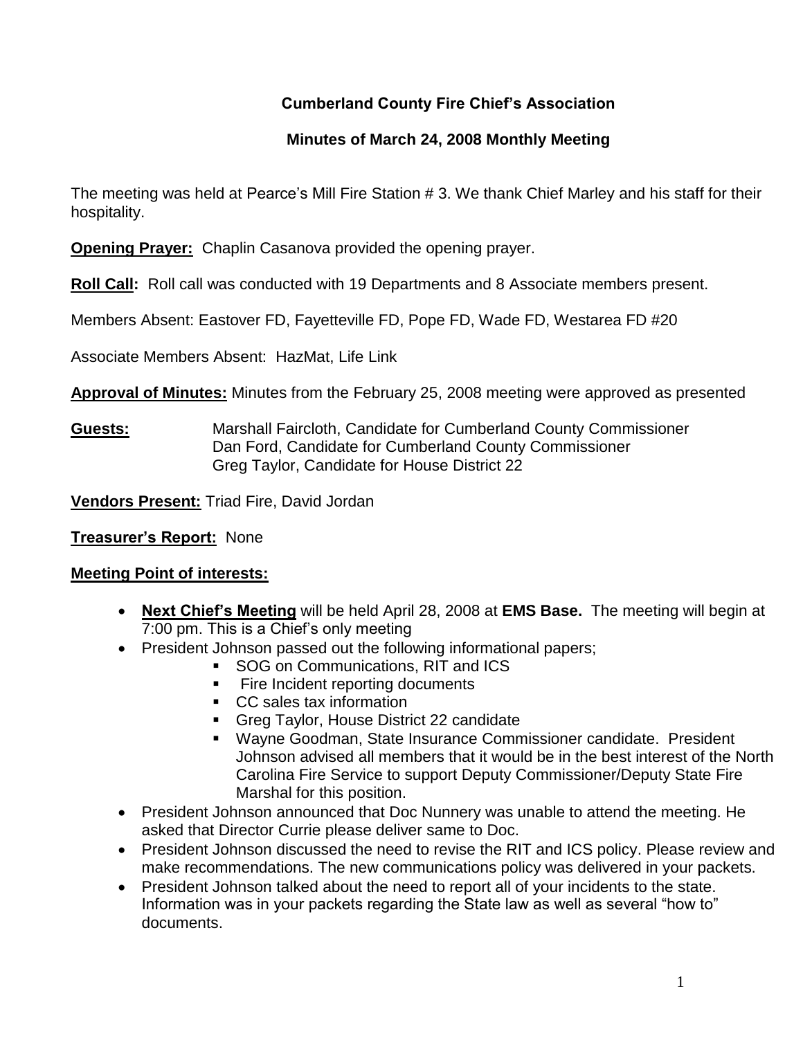# Cumberland County Fire Chief's Association

## Minutes of March 24, 2008 Monthly Meeting

The meeting was held at Pearce's Mill Fire Station # 3. We thank Chief Marley and his staff for their hospitality.

**Opening Prayer:** Chaplin Casanova provided the opening prayer.

**Roll Call:** Roll call was conducted with 19 Departments and 8 Associate members present.

Members Absent: Eastover FD, Fayetteville FD, Pope FD, Wade FD, Westarea FD #20

Associate Members Absent: HazMat, Life Link

**Approval of Minutes:** Minutes from the February 25, 2008 meeting were approved as presented

**Guests:** Marshall Faircloth, Candidate for Cumberland County Commissioner
Dan Ford, Candidate for Cumberland County Commissioner
Greg Taylor, Candidate for House District 22

**Vendors Present:** Triad Fire, David Jordan

**Treasurer's Report:** None

**Meeting Point of interests:**

- **Next Chief's Meeting** will be held April 28, 2008 at **EMS Base.** The meeting will begin at 7:00 pm. This is a Chief's only meeting
- President Johnson passed out the following informational papers;
  - SOG on Communications, RIT and ICS
  - Fire Incident reporting documents
  - CC sales tax information
  - Greg Taylor, House District 22 candidate
  - Wayne Goodman, State Insurance Commissioner candidate. President Johnson advised all members that it would be in the best interest of the North Carolina Fire Service to support Deputy Commissioner/Deputy State Fire Marshal for this position.
- President Johnson announced that Doc Nunnery was unable to attend the meeting. He asked that Director Currie please deliver same to Doc.
- President Johnson discussed the need to revise the RIT and ICS policy. Please review and make recommendations. The new communications policy was delivered in your packets.
- President Johnson talked about the need to report all of your incidents to the state. Information was in your packets regarding the State law as well as several "how to" documents.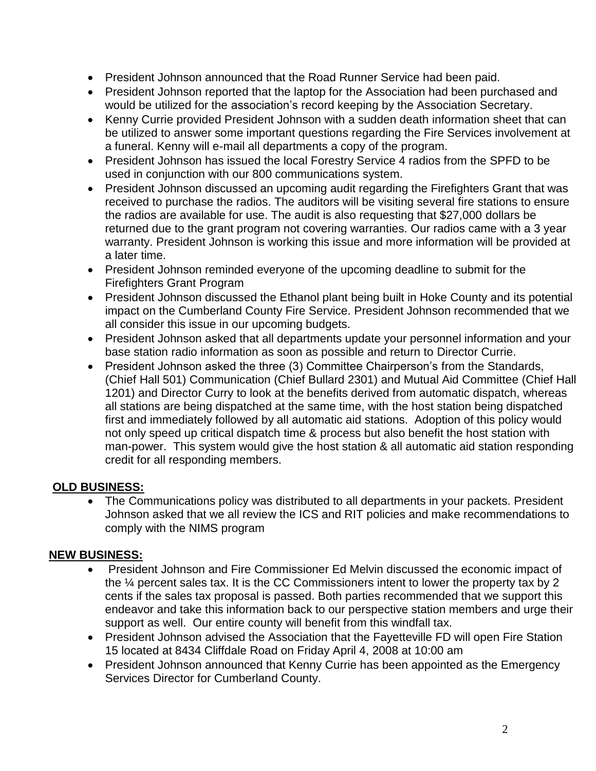- President Johnson announced that the Road Runner Service had been paid.
- President Johnson reported that the laptop for the Association had been purchased and would be utilized for the association's record keeping by the Association Secretary.
- Kenny Currie provided President Johnson with a sudden death information sheet that can be utilized to answer some important questions regarding the Fire Services involvement at a funeral. Kenny will e-mail all departments a copy of the program.
- President Johnson has issued the local Forestry Service 4 radios from the SPFD to be used in conjunction with our 800 communications system.
- President Johnson discussed an upcoming audit regarding the Firefighters Grant that was received to purchase the radios. The auditors will be visiting several fire stations to ensure the radios are available for use. The audit is also requesting that $27,000 dollars be returned due to the grant program not covering warranties. Our radios came with a 3 year warranty. President Johnson is working this issue and more information will be provided at a later time.
- President Johnson reminded everyone of the upcoming deadline to submit for the Firefighters Grant Program
- President Johnson discussed the Ethanol plant being built in Hoke County and its potential impact on the Cumberland County Fire Service. President Johnson recommended that we all consider this issue in our upcoming budgets.
- President Johnson asked that all departments update your personnel information and your base station radio information as soon as possible and return to Director Currie.
- President Johnson asked the three (3) Committee Chairperson's from the Standards, (Chief Hall 501) Communication (Chief Bullard 2301) and Mutual Aid Committee (Chief Hall 1201) and Director Curry to look at the benefits derived from automatic dispatch, whereas all stations are being dispatched at the same time, with the host station being dispatched first and immediately followed by all automatic aid stations. Adoption of this policy would not only speed up critical dispatch time & process but also benefit the host station with man-power. This system would give the host station & all automatic aid station responding credit for all responding members.

## OLD BUSINESS:

- The Communications policy was distributed to all departments in your packets. President Johnson asked that we all review the ICS and RIT policies and make recommendations to comply with the NIMS program

## NEW BUSINESS:

- President Johnson and Fire Commissioner Ed Melvin discussed the economic impact of the ¼ percent sales tax. It is the CC Commissioners intent to lower the property tax by 2 cents if the sales tax proposal is passed. Both parties recommended that we support this endeavor and take this information back to our perspective station members and urge their support as well. Our entire county will benefit from this windfall tax.
- President Johnson advised the Association that the Fayetteville FD will open Fire Station 15 located at 8434 Cliffdale Road on Friday April 4, 2008 at 10:00 am
- President Johnson announced that Kenny Currie has been appointed as the Emergency Services Director for Cumberland County.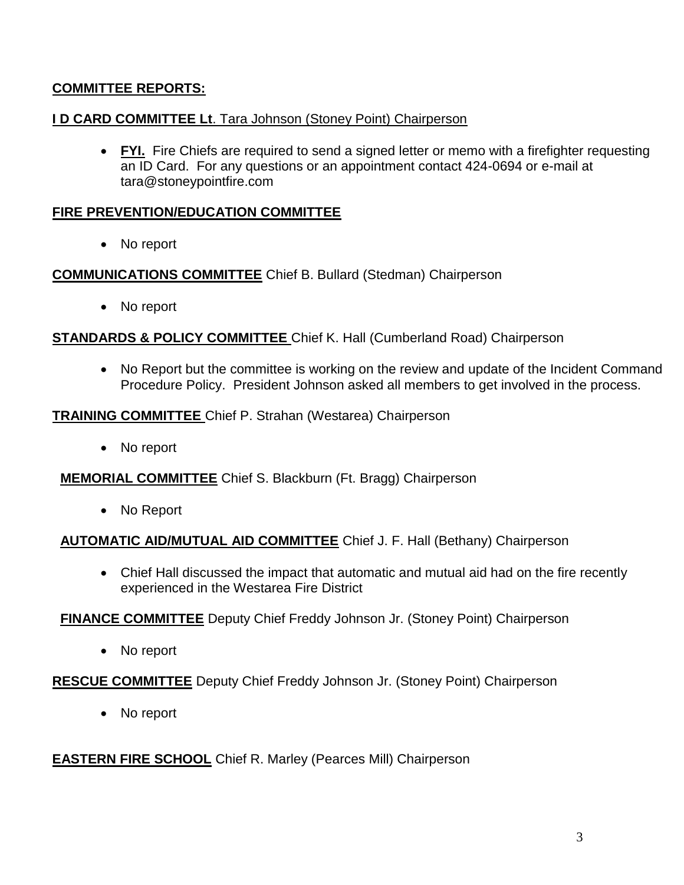**COMMITTEE REPORTS:**

**I D CARD COMMITTEE Lt**. Tara Johnson (Stoney Point) Chairperson

- **FYI.** Fire Chiefs are required to send a signed letter or memo with a firefighter requesting an ID Card. For any questions or an appointment contact 424-0694 or e-mail at tara@stoneypointfire.com

**FIRE PREVENTION/EDUCATION COMMITTEE**

- No report

**COMMUNICATIONS COMMITTEE** Chief B. Bullard (Stedman) Chairperson

- No report

**STANDARDS & POLICY COMMITTEE** Chief K. Hall (Cumberland Road) Chairperson

- No Report but the committee is working on the review and update of the Incident Command Procedure Policy. President Johnson asked all members to get involved in the process.

**TRAINING COMMITTEE** Chief P. Strahan (Westarea) Chairperson

- No report

**MEMORIAL COMMITTEE** Chief S. Blackburn (Ft. Bragg) Chairperson

- No Report

**AUTOMATIC AID/MUTUAL AID COMMITTEE** Chief J. F. Hall (Bethany) Chairperson

- Chief Hall discussed the impact that automatic and mutual aid had on the fire recently experienced in the Westarea Fire District

**FINANCE COMMITTEE** Deputy Chief Freddy Johnson Jr. (Stoney Point) Chairperson

- No report

**RESCUE COMMITTEE** Deputy Chief Freddy Johnson Jr. (Stoney Point) Chairperson

- No report

**EASTERN FIRE SCHOOL** Chief R. Marley (Pearces Mill) Chairperson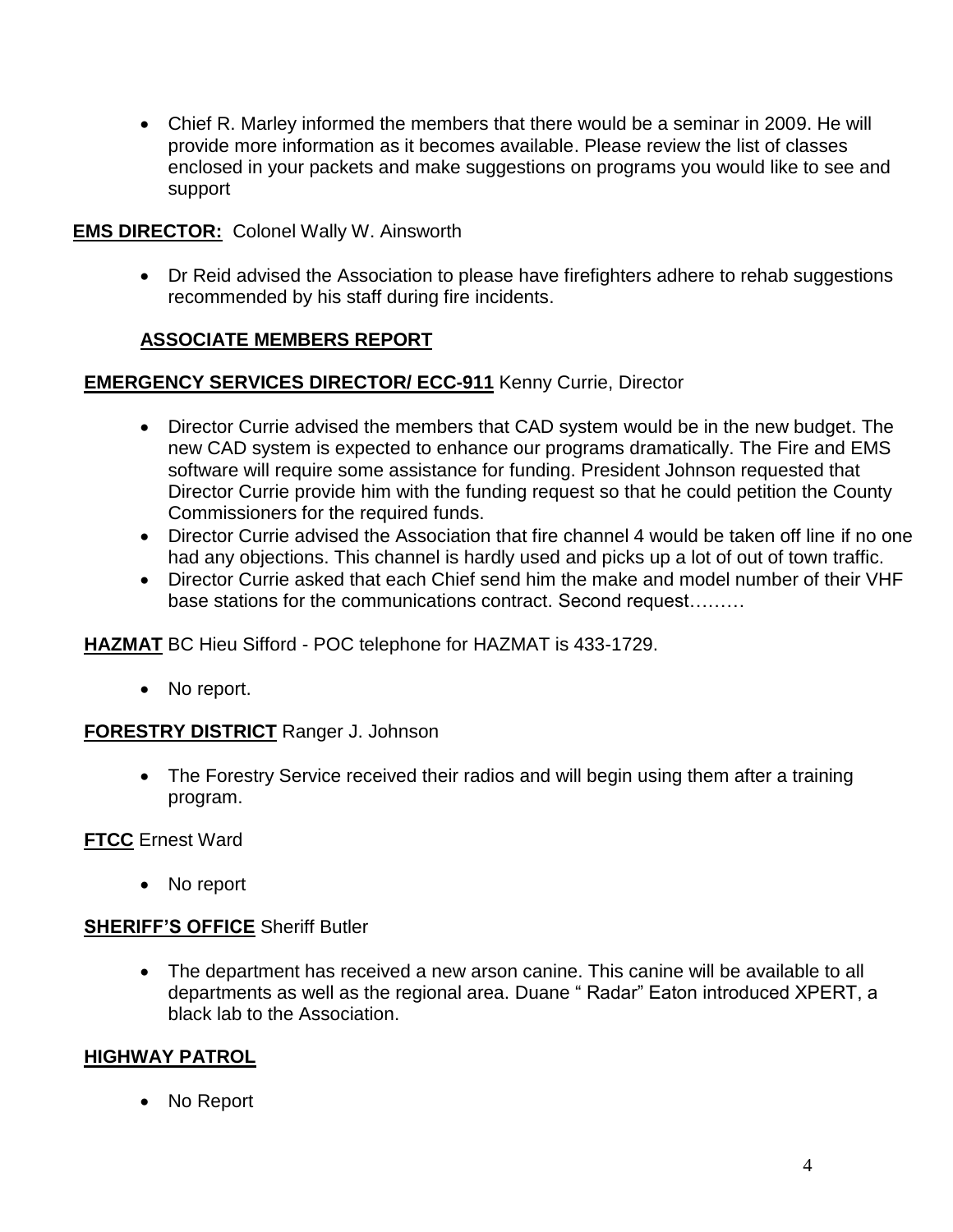- Chief R. Marley informed the members that there would be a seminar in 2009. He will provide more information as it becomes available. Please review the list of classes enclosed in your packets and make suggestions on programs you would like to see and support

**EMS DIRECTOR:** Colonel Wally W. Ainsworth

- Dr Reid advised the Association to please have firefighters adhere to rehab suggestions recommended by his staff during fire incidents.

## ASSOCIATE MEMBERS REPORT

**EMERGENCY SERVICES DIRECTOR/ ECC-911** Kenny Currie, Director

- Director Currie advised the members that CAD system would be in the new budget. The new CAD system is expected to enhance our programs dramatically. The Fire and EMS software will require some assistance for funding. President Johnson requested that Director Currie provide him with the funding request so that he could petition the County Commissioners for the required funds.
- Director Currie advised the Association that fire channel 4 would be taken off line if no one had any objections. This channel is hardly used and picks up a lot of out of town traffic.
- Director Currie asked that each Chief send him the make and model number of their VHF base stations for the communications contract. Second request………

**HAZMAT** BC Hieu Sifford - POC telephone for HAZMAT is 433-1729.

- No report.

**FORESTRY DISTRICT** Ranger J. Johnson

- The Forestry Service received their radios and will begin using them after a training program.

**FTCC** Ernest Ward

- No report

**SHERIFF'S OFFICE** Sheriff Butler

- The department has received a new arson canine. This canine will be available to all departments as well as the regional area. Duane " Radar" Eaton introduced XPERT, a black lab to the Association.

**HIGHWAY PATROL**

- No Report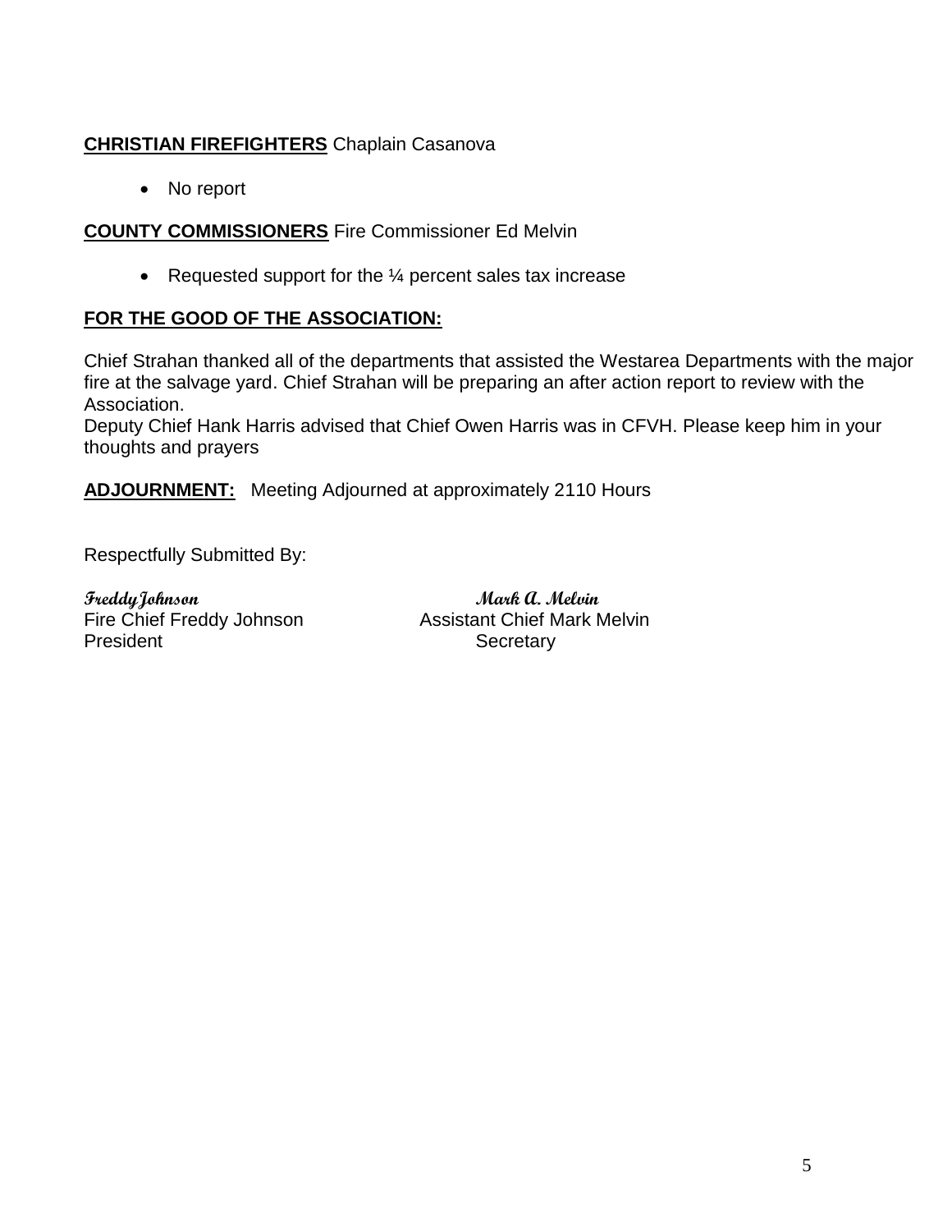**<u>CHRISTIAN FIREFIGHTERS</u>** Chaplain Casanova

- No report

**<u>COUNTY COMMISSIONERS</u>** Fire Commissioner Ed Melvin

- Requested support for the ¼ percent sales tax increase

**<u>FOR THE GOOD OF THE ASSOCIATION:</u>**

Chief Strahan thanked all of the departments that assisted the Westarea Departments with the major fire at the salvage yard. Chief Strahan will be preparing an after action report to review with the Association.
Deputy Chief Hank Harris advised that Chief Owen Harris was in CFVH. Please keep him in your thoughts and prayers

**<u>ADJOURNMENT:</u>** Meeting Adjourned at approximately 2110 Hours

Respectfully Submitted By:

| | |
|---|---|
| *Freddy Johnson* | *Mark A. Melvin* |
| Fire Chief Freddy Johnson | Assistant Chief Mark Melvin |
| President | Secretary |